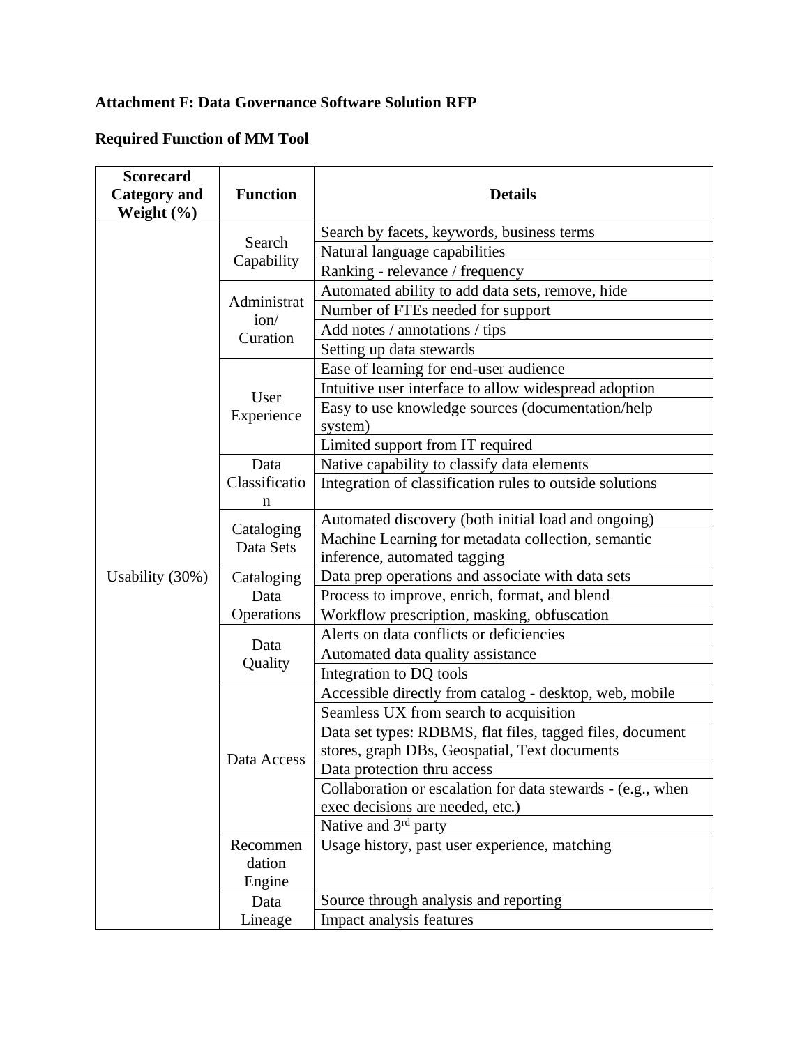**Attachment F: Data Governance Software Solution RFP**

**Required Function of MM Tool**

| Scorecard Category and Weight (%) | Function | Details |
|---|---|---|
| Usability (30%) | Search Capability | Search by facets, keywords, business terms |
| | | Natural language capabilities |
| | | Ranking - relevance / frequency |
| | Administration/ Curation | Automated ability to add data sets, remove, hide |
| | | Number of FTEs needed for support |
| | | Add notes / annotations / tips |
| | | Setting up data stewards |
| | User Experience | Ease of learning for end-user audience |
| | | Intuitive user interface to allow widespread adoption |
| | | Easy to use knowledge sources (documentation/help system) |
| | | Limited support from IT required |
| | Data Classification | Native capability to classify data elements |
| | | Integration of classification rules to outside solutions |
| | Cataloging Data Sets | Automated discovery (both initial load and ongoing) |
| | | Machine Learning for metadata collection, semantic inference, automated tagging |
| | Cataloging Data Operations | Data prep operations and associate with data sets |
| | | Process to improve, enrich, format, and blend |
| | | Workflow prescription, masking, obfuscation |
| | Data Quality | Alerts on data conflicts or deficiencies |
| | | Automated data quality assistance |
| | | Integration to DQ tools |
| | Data Access | Accessible directly from catalog - desktop, web, mobile |
| | | Seamless UX from search to acquisition |
| | | Data set types: RDBMS, flat files, tagged files, document stores, graph DBs, Geospatial, Text documents |
| | | Data protection thru access |
| | | Collaboration or escalation for data stewards - (e.g., when exec decisions are needed, etc.) |
| | | Native and 3rd party |
| | Recommendation Engine | Usage history, past user experience, matching |
| | Data Lineage | Source through analysis and reporting |
| | | Impact analysis features |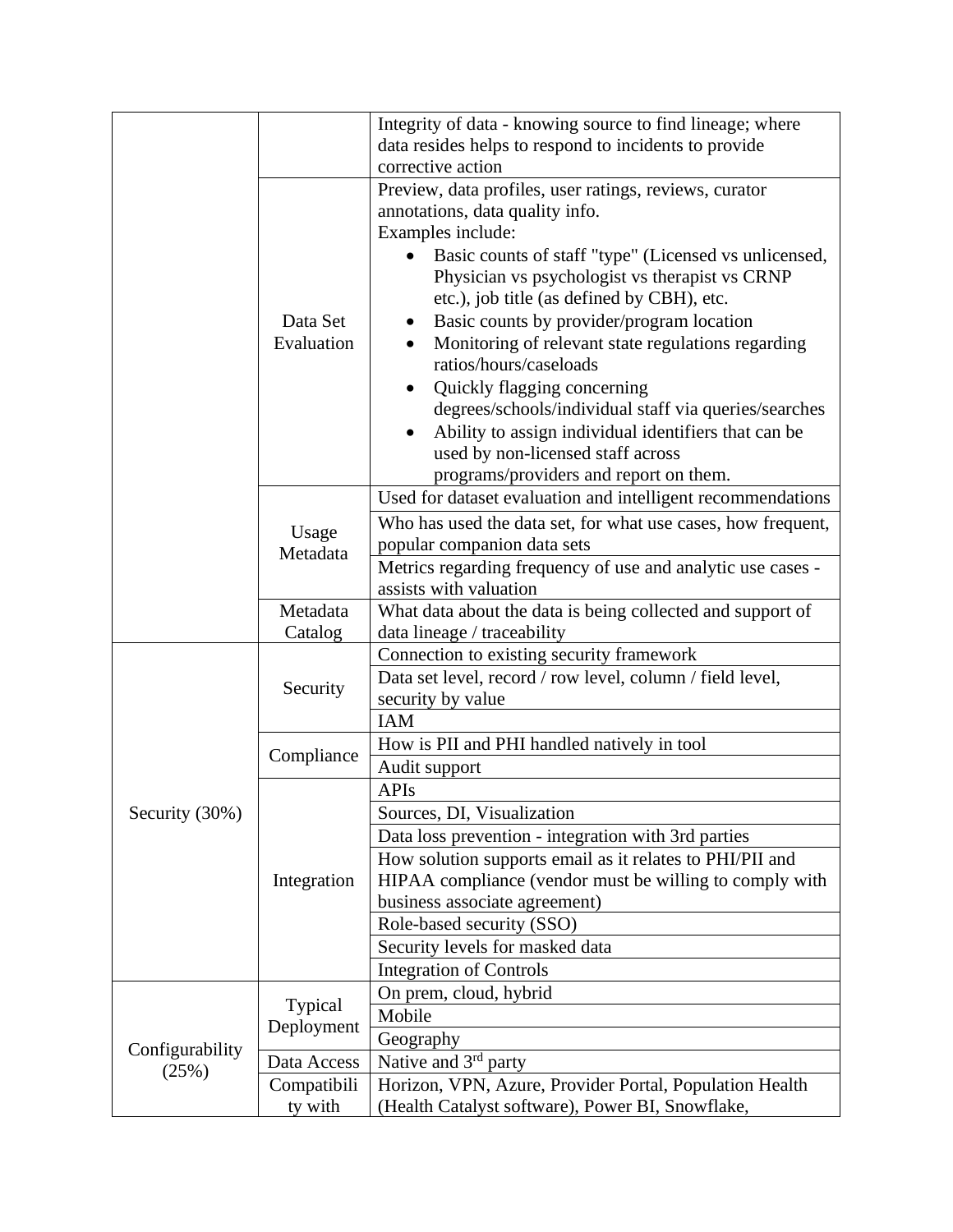| | | |
|---|---|---|
| | | Integrity of data - knowing source to find lineage; where data resides helps to respond to incidents to provide corrective action |
| | Data Set Evaluation | Preview, data profiles, user ratings, reviews, curator annotations, data quality info.<br>Examples include:<br>• Basic counts of staff "type" (Licensed vs unlicensed, Physician vs psychologist vs therapist vs CRNP etc.), job title (as defined by CBH), etc.<br>• Basic counts by provider/program location<br>• Monitoring of relevant state regulations regarding ratios/hours/caseloads<br>• Quickly flagging concerning degrees/schools/individual staff via queries/searches<br>• Ability to assign individual identifiers that can be used by non-licensed staff across programs/providers and report on them. |
| | Usage Metadata | Used for dataset evaluation and intelligent recommendations |
| | | Who has used the data set, for what use cases, how frequent, popular companion data sets |
| | | Metrics regarding frequency of use and analytic use cases - assists with valuation |
| | Metadata Catalog | What data about the data is being collected and support of data lineage / traceability |
| Security (30%) | Security | Connection to existing security framework |
| | | Data set level, record / row level, column / field level, security by value |
| | | IAM |
| | Compliance | How is PII and PHI handled natively in tool |
| | | Audit support |
| | Integration | APIs |
| | | Sources, DI, Visualization |
| | | Data loss prevention - integration with 3rd parties |
| | | How solution supports email as it relates to PHI/PII and HIPAA compliance (vendor must be willing to comply with business associate agreement) |
| | | Role-based security (SSO) |
| | | Security levels for masked data |
| | | Integration of Controls |
| Configurability (25%) | Typical Deployment | On prem, cloud, hybrid |
| | | Mobile |
| | | Geography |
| | Data Access | Native and 3rd party |
| | Compatibility with | Horizon, VPN, Azure, Provider Portal, Population Health (Health Catalyst software), Power BI, Snowflake, |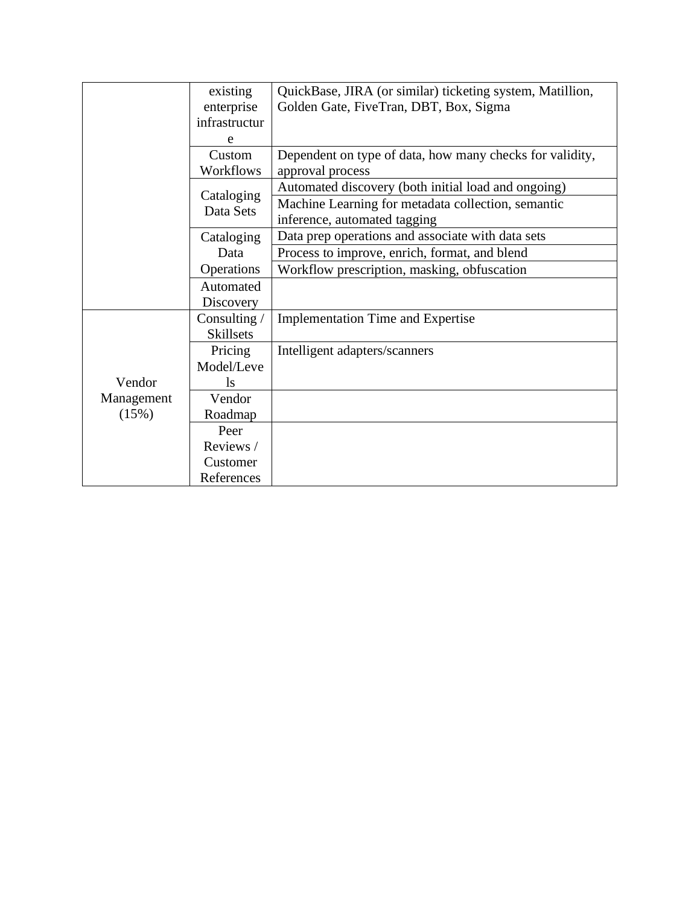| | | |
|---|---|---|
| | existing enterprise infrastructure | QuickBase, JIRA (or similar) ticketing system, Matillion, Golden Gate, FiveTran, DBT, Box, Sigma |
| | Custom Workflows | Dependent on type of data, how many checks for validity, approval process |
| | Cataloging Data Sets | Automated discovery (both initial load and ongoing) |
| | | Machine Learning for metadata collection, semantic inference, automated tagging |
| | Cataloging Data Operations | Data prep operations and associate with data sets |
| | | Process to improve, enrich, format, and blend |
| | | Workflow prescription, masking, obfuscation |
| | Automated Discovery | |
| Vendor Management (15%) | Consulting / Skillsets | Implementation Time and Expertise |
| | Pricing Model/Levels | Intelligent adapters/scanners |
| | Vendor Roadmap | |
| | Peer Reviews / Customer References | |